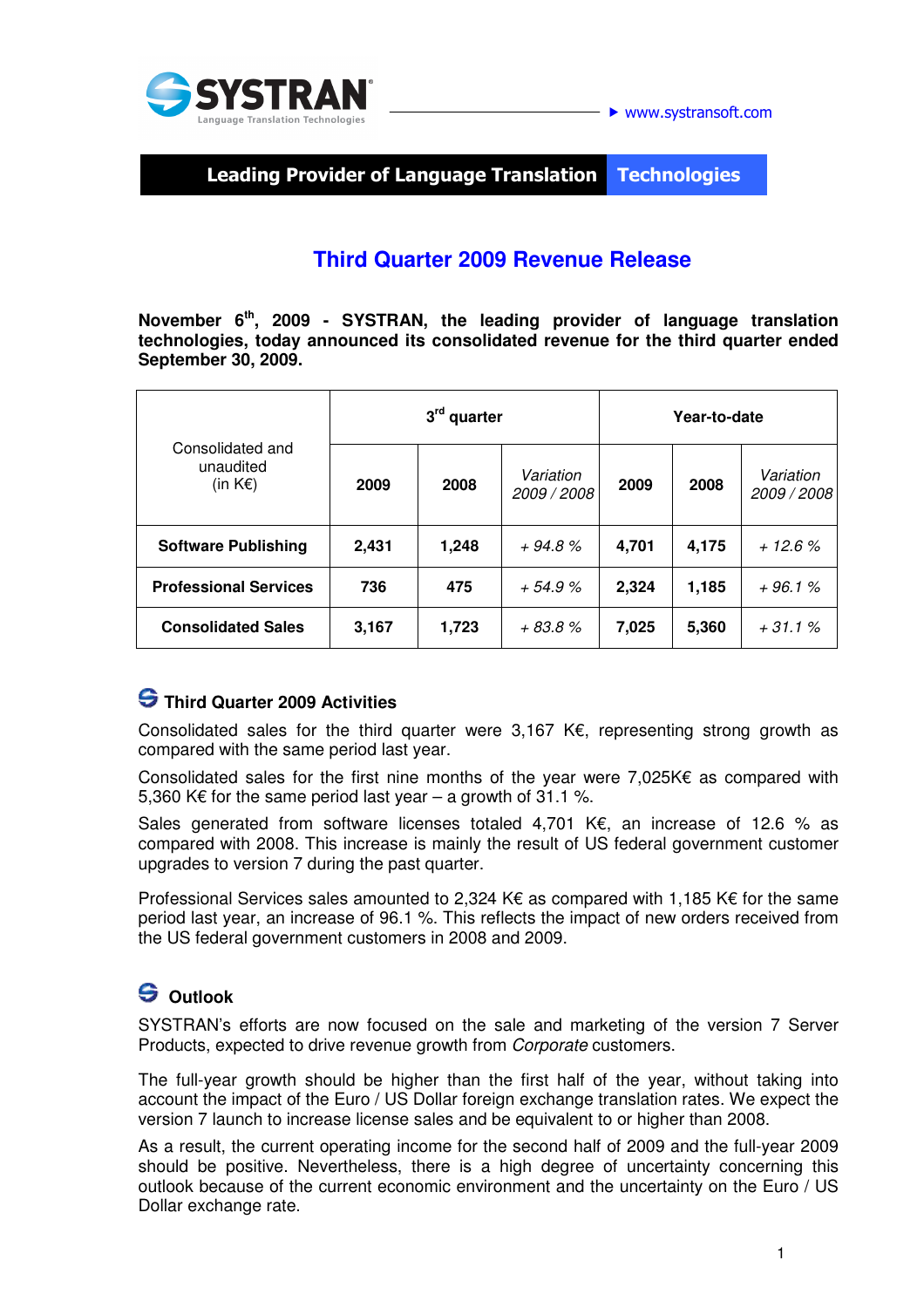SYSTRAN
Language Translation Technologies

www.systransoft.com

**Leading Provider of Language Translation Technologies**

# Third Quarter 2009 Revenue Release

**November 6th, 2009 - SYSTRAN, the leading provider of language translation technologies, today announced its consolidated revenue for the third quarter ended September 30, 2009.**

| Consolidated and unaudited (in K€) | 3rd quarter | | | Year-to-date | | |
|---|---|---|---|---|---|---|
| | **2009** | **2008** | *Variation 2009 / 2008* | **2009** | **2008** | *Variation 2009 / 2008* |
| **Software Publishing** | **2,431** | **1,248** | *+ 94.8 %* | **4,701** | **4,175** | *+ 12.6 %* |
| **Professional Services** | **736** | **475** | *+ 54.9 %* | **2,324** | **1,185** | *+ 96.1 %* |
| **Consolidated Sales** | **3,167** | **1,723** | *+ 83.8 %* | **7,025** | **5,360** | *+ 31.1 %* |

## Third Quarter 2009 Activities

Consolidated sales for the third quarter were 3,167 K€, representing strong growth as compared with the same period last year.

Consolidated sales for the first nine months of the year were 7,025K€ as compared with 5,360 K€ for the same period last year – a growth of 31.1 %.

Sales generated from software licenses totaled 4,701 K€, an increase of 12.6 % as compared with 2008. This increase is mainly the result of US federal government customer upgrades to version 7 during the past quarter.

Professional Services sales amounted to 2,324 K€ as compared with 1,185 K€ for the same period last year, an increase of 96.1 %. This reflects the impact of new orders received from the US federal government customers in 2008 and 2009.

## Outlook

SYSTRAN's efforts are now focused on the sale and marketing of the version 7 Server Products, expected to drive revenue growth from *Corporate* customers.

The full-year growth should be higher than the first half of the year, without taking into account the impact of the Euro / US Dollar foreign exchange translation rates. We expect the version 7 launch to increase license sales and be equivalent to or higher than 2008.

As a result, the current operating income for the second half of 2009 and the full-year 2009 should be positive. Nevertheless, there is a high degree of uncertainty concerning this outlook because of the current economic environment and the uncertainty on the Euro / US Dollar exchange rate.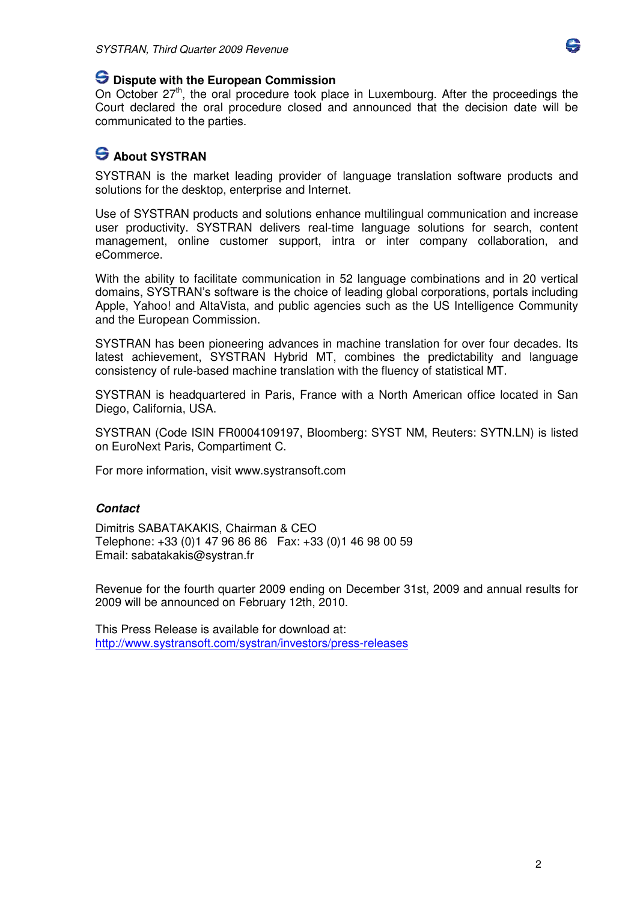## Dispute with the European Commission

On October 27th, the oral procedure took place in Luxembourg. After the proceedings the Court declared the oral procedure closed and announced that the decision date will be communicated to the parties.

## About SYSTRAN

SYSTRAN is the market leading provider of language translation software products and solutions for the desktop, enterprise and Internet.

Use of SYSTRAN products and solutions enhance multilingual communication and increase user productivity. SYSTRAN delivers real-time language solutions for search, content management, online customer support, intra or inter company collaboration, and eCommerce.

With the ability to facilitate communication in 52 language combinations and in 20 vertical domains, SYSTRAN's software is the choice of leading global corporations, portals including Apple, Yahoo! and AltaVista, and public agencies such as the US Intelligence Community and the European Commission.

SYSTRAN has been pioneering advances in machine translation for over four decades. Its latest achievement, SYSTRAN Hybrid MT, combines the predictability and language consistency of rule-based machine translation with the fluency of statistical MT.

SYSTRAN is headquartered in Paris, France with a North American office located in San Diego, California, USA.

SYSTRAN (Code ISIN FR0004109197, Bloomberg: SYST NM, Reuters: SYTN.LN) is listed on EuroNext Paris, Compartiment C.

For more information, visit www.systransoft.com

***Contact***

Dimitris SABATAKAKIS, Chairman & CEO
Telephone: +33 (0)1 47 96 86 86 Fax: +33 (0)1 46 98 00 59
Email: sabatakakis@systran.fr

Revenue for the fourth quarter 2009 ending on December 31st, 2009 and annual results for 2009 will be announced on February 12th, 2010.

This Press Release is available for download at:
http://www.systransoft.com/systran/investors/press-releases